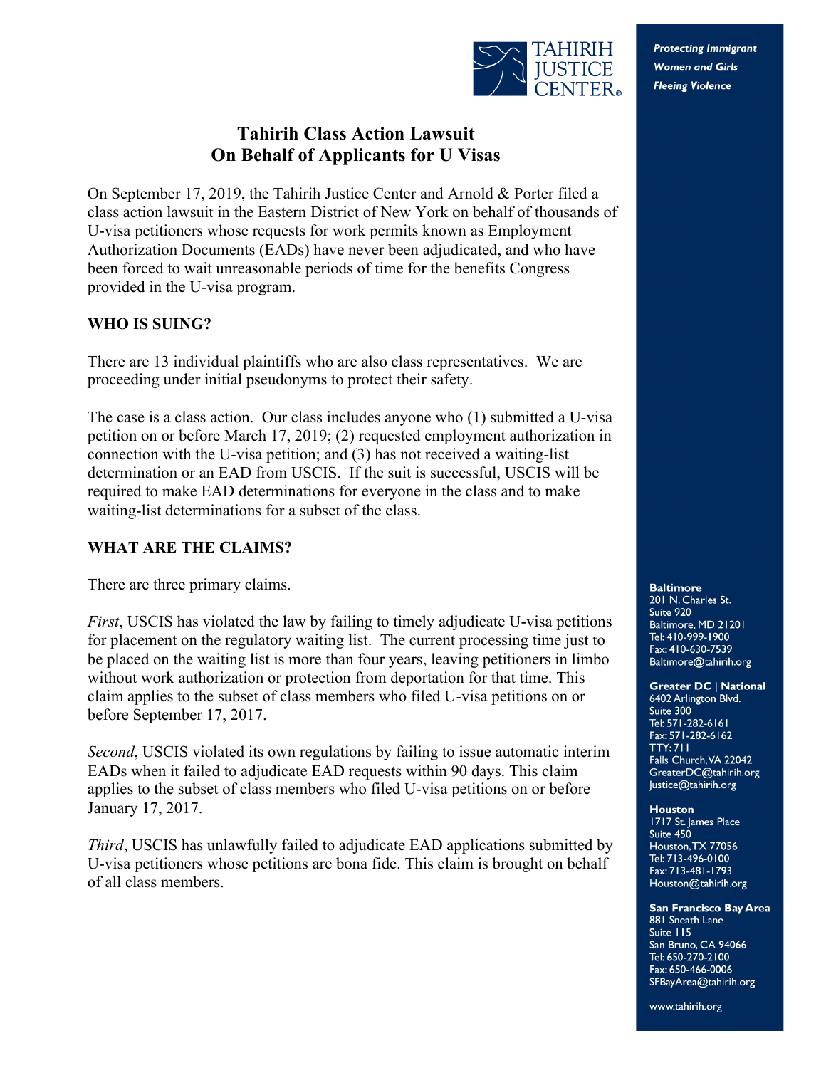TAHIRIH JUSTICE CENTER®

*Protecting Immigrant Women and Girls Fleeing Violence*

# Tahirih Class Action Lawsuit On Behalf of Applicants for U Visas

On September 17, 2019, the Tahirih Justice Center and Arnold & Porter filed a class action lawsuit in the Eastern District of New York on behalf of thousands of U-visa petitioners whose requests for work permits known as Employment Authorization Documents (EADs) have never been adjudicated, and who have been forced to wait unreasonable periods of time for the benefits Congress provided in the U-visa program.

## WHO IS SUING?

There are 13 individual plaintiffs who are also class representatives. We are proceeding under initial pseudonyms to protect their safety.

The case is a class action. Our class includes anyone who (1) submitted a U-visa petition on or before March 17, 2019; (2) requested employment authorization in connection with the U-visa petition; and (3) has not received a waiting-list determination or an EAD from USCIS. If the suit is successful, USCIS will be required to make EAD determinations for everyone in the class and to make waiting-list determinations for a subset of the class.

## WHAT ARE THE CLAIMS?

There are three primary claims.

*First*, USCIS has violated the law by failing to timely adjudicate U-visa petitions for placement on the regulatory waiting list. The current processing time just to be placed on the waiting list is more than four years, leaving petitioners in limbo without work authorization or protection from deportation for that time. This claim applies to the subset of class members who filed U-visa petitions on or before September 17, 2017.

*Second*, USCIS violated its own regulations by failing to issue automatic interim EADs when it failed to adjudicate EAD requests within 90 days. This claim applies to the subset of class members who filed U-visa petitions on or before January 17, 2017.

*Third*, USCIS has unlawfully failed to adjudicate EAD applications submitted by U-visa petitioners whose petitions are bona fide. This claim is brought on behalf of all class members.

**Baltimore**
201 N. Charles St.
Suite 920
Baltimore, MD 21201
Tel: 410-999-1900
Fax: 410-630-7539
Baltimore@tahirih.org

**Greater DC | National**
6402 Arlington Blvd.
Suite 300
Tel: 571-282-6161
Fax: 571-282-6162
TTY: 711
Falls Church, VA 22042
GreaterDC@tahirih.org
Justice@tahirih.org

**Houston**
1717 St. James Place
Suite 450
Houston, TX 77056
Tel: 713-496-0100
Fax: 713-481-1793
Houston@tahirih.org

**San Francisco Bay Area**
881 Sneath Lane
Suite 115
San Bruno, CA 94066
Tel: 650-270-2100
Fax: 650-466-0006
SFBayArea@tahirih.org

www.tahirih.org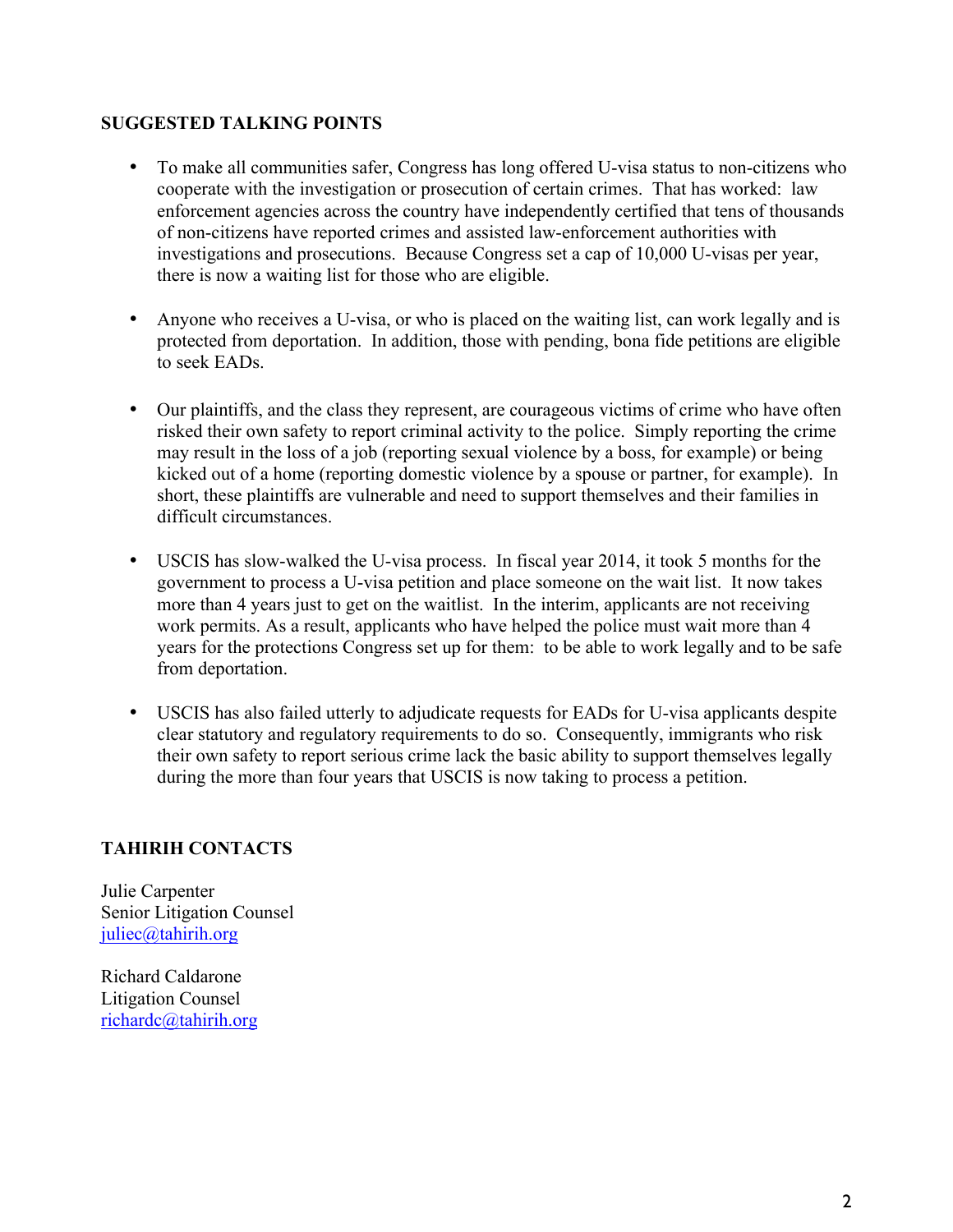## SUGGESTED TALKING POINTS

- To make all communities safer, Congress has long offered U-visa status to non-citizens who cooperate with the investigation or prosecution of certain crimes. That has worked: law enforcement agencies across the country have independently certified that tens of thousands of non-citizens have reported crimes and assisted law-enforcement authorities with investigations and prosecutions. Because Congress set a cap of 10,000 U-visas per year, there is now a waiting list for those who are eligible.

- Anyone who receives a U-visa, or who is placed on the waiting list, can work legally and is protected from deportation. In addition, those with pending, bona fide petitions are eligible to seek EADs.

- Our plaintiffs, and the class they represent, are courageous victims of crime who have often risked their own safety to report criminal activity to the police. Simply reporting the crime may result in the loss of a job (reporting sexual violence by a boss, for example) or being kicked out of a home (reporting domestic violence by a spouse or partner, for example). In short, these plaintiffs are vulnerable and need to support themselves and their families in difficult circumstances.

- USCIS has slow-walked the U-visa process. In fiscal year 2014, it took 5 months for the government to process a U-visa petition and place someone on the wait list. It now takes more than 4 years just to get on the waitlist. In the interim, applicants are not receiving work permits. As a result, applicants who have helped the police must wait more than 4 years for the protections Congress set up for them: to be able to work legally and to be safe from deportation.

- USCIS has also failed utterly to adjudicate requests for EADs for U-visa applicants despite clear statutory and regulatory requirements to do so. Consequently, immigrants who risk their own safety to report serious crime lack the basic ability to support themselves legally during the more than four years that USCIS is now taking to process a petition.

## TAHIRIH CONTACTS

Julie Carpenter
Senior Litigation Counsel
juliec@tahirih.org

Richard Caldarone
Litigation Counsel
richardc@tahirih.org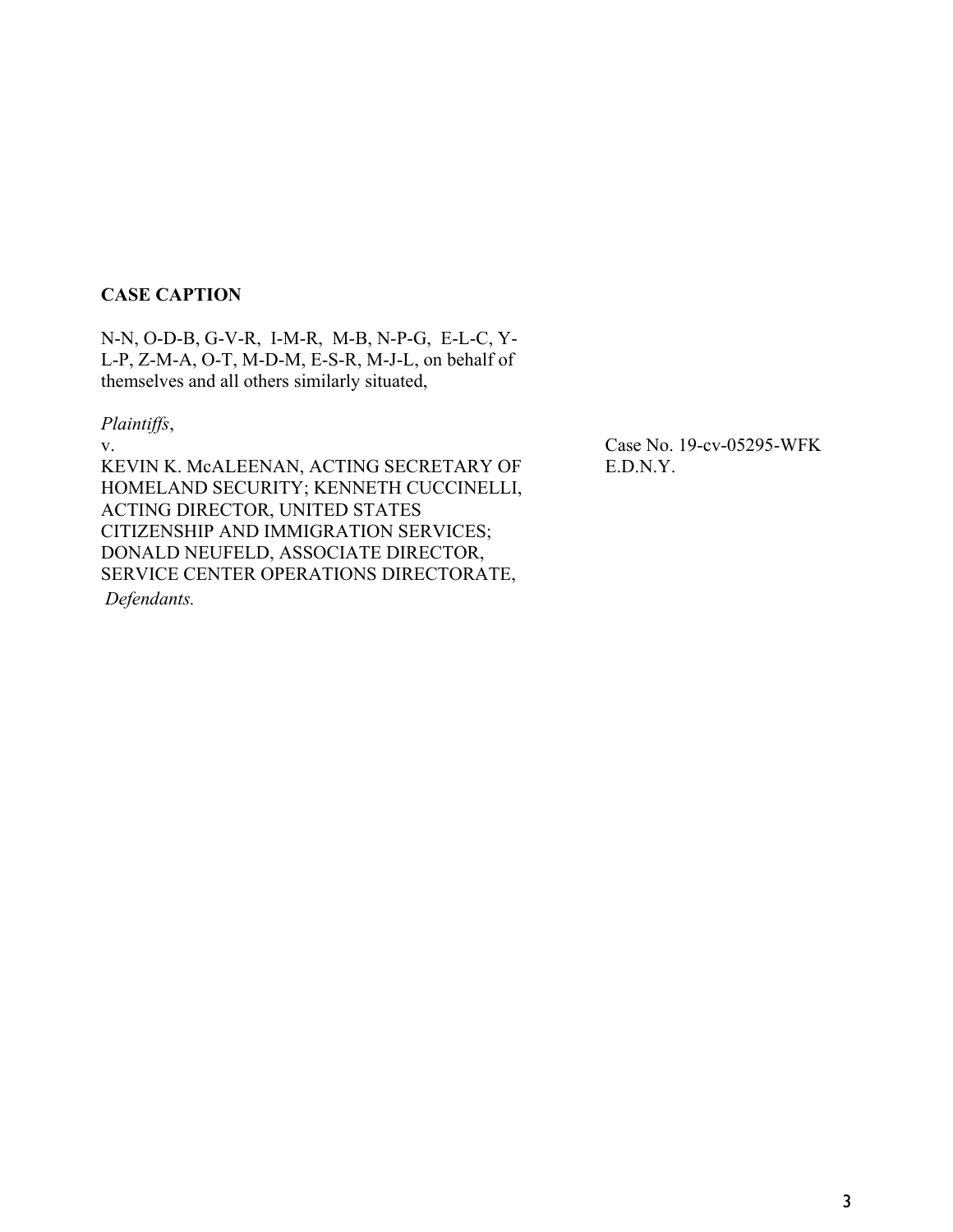**CASE CAPTION**

N-N, O-D-B, G-V-R, I-M-R, M-B, N-P-G, E-L-C, Y-L-P, Z-M-A, O-T, M-D-M, E-S-R, M-J-L, on behalf of themselves and all others similarly situated,

*Plaintiffs*,

v.

KEVIN K. McALEENAN, ACTING SECRETARY OF HOMELAND SECURITY; KENNETH CUCCINELLI, ACTING DIRECTOR, UNITED STATES CITIZENSHIP AND IMMIGRATION SERVICES; DONALD NEUFELD, ASSOCIATE DIRECTOR, SERVICE CENTER OPERATIONS DIRECTORATE,

*Defendants.*

Case No. 19-cv-05295-WFK
E.D.N.Y.